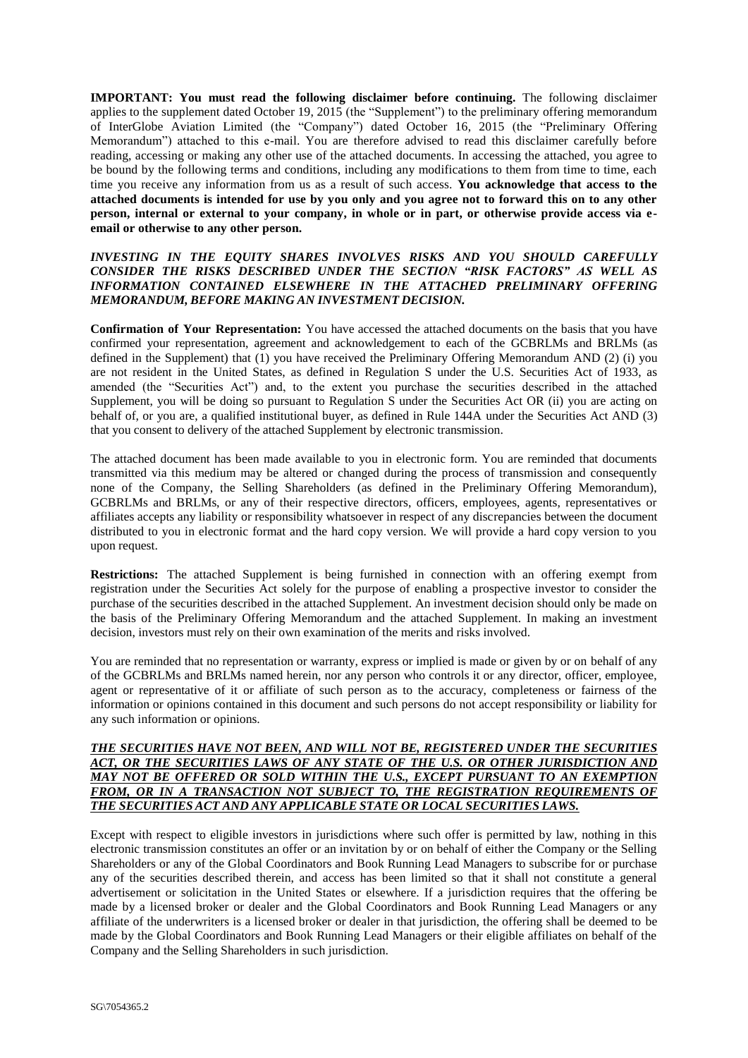**IMPORTANT: You must read the following disclaimer before continuing.** The following disclaimer applies to the supplement dated October 19, 2015 (the "Supplement") to the preliminary offering memorandum of InterGlobe Aviation Limited (the "Company") dated October 16, 2015 (the "Preliminary Offering Memorandum") attached to this e-mail. You are therefore advised to read this disclaimer carefully before reading, accessing or making any other use of the attached documents. In accessing the attached, you agree to be bound by the following terms and conditions, including any modifications to them from time to time, each time you receive any information from us as a result of such access. **You acknowledge that access to the attached documents is intended for use by you only and you agree not to forward this on to any other person, internal or external to your company, in whole or in part, or otherwise provide access via e-email or otherwise to any other person.**

***INVESTING IN THE EQUITY SHARES INVOLVES RISKS AND YOU SHOULD CAREFULLY CONSIDER THE RISKS DESCRIBED UNDER THE SECTION "RISK FACTORS" AS WELL AS INFORMATION CONTAINED ELSEWHERE IN THE ATTACHED PRELIMINARY OFFERING MEMORANDUM, BEFORE MAKING AN INVESTMENT DECISION.***

**Confirmation of Your Representation:** You have accessed the attached documents on the basis that you have confirmed your representation, agreement and acknowledgement to each of the GCBRLMs and BRLMs (as defined in the Supplement) that (1) you have received the Preliminary Offering Memorandum AND (2) (i) you are not resident in the United States, as defined in Regulation S under the U.S. Securities Act of 1933, as amended (the "Securities Act") and, to the extent you purchase the securities described in the attached Supplement, you will be doing so pursuant to Regulation S under the Securities Act OR (ii) you are acting on behalf of, or you are, a qualified institutional buyer, as defined in Rule 144A under the Securities Act AND (3) that you consent to delivery of the attached Supplement by electronic transmission.

The attached document has been made available to you in electronic form. You are reminded that documents transmitted via this medium may be altered or changed during the process of transmission and consequently none of the Company, the Selling Shareholders (as defined in the Preliminary Offering Memorandum), GCBRLMs and BRLMs, or any of their respective directors, officers, employees, agents, representatives or affiliates accepts any liability or responsibility whatsoever in respect of any discrepancies between the document distributed to you in electronic format and the hard copy version. We will provide a hard copy version to you upon request.

**Restrictions:** The attached Supplement is being furnished in connection with an offering exempt from registration under the Securities Act solely for the purpose of enabling a prospective investor to consider the purchase of the securities described in the attached Supplement. An investment decision should only be made on the basis of the Preliminary Offering Memorandum and the attached Supplement. In making an investment decision, investors must rely on their own examination of the merits and risks involved.

You are reminded that no representation or warranty, express or implied is made or given by or on behalf of any of the GCBRLMs and BRLMs named herein, nor any person who controls it or any director, officer, employee, agent or representative of it or affiliate of such person as to the accuracy, completeness or fairness of the information or opinions contained in this document and such persons do not accept responsibility or liability for any such information or opinions.

***THE SECURITIES HAVE NOT BEEN, AND WILL NOT BE, REGISTERED UNDER THE SECURITIES ACT, OR THE SECURITIES LAWS OF ANY STATE OF THE U.S. OR OTHER JURISDICTION AND MAY NOT BE OFFERED OR SOLD WITHIN THE U.S., EXCEPT PURSUANT TO AN EXEMPTION FROM, OR IN A TRANSACTION NOT SUBJECT TO, THE REGISTRATION REQUIREMENTS OF THE SECURITIES ACT AND ANY APPLICABLE STATE OR LOCAL SECURITIES LAWS.***

Except with respect to eligible investors in jurisdictions where such offer is permitted by law, nothing in this electronic transmission constitutes an offer or an invitation by or on behalf of either the Company or the Selling Shareholders or any of the Global Coordinators and Book Running Lead Managers to subscribe for or purchase any of the securities described therein, and access has been limited so that it shall not constitute a general advertisement or solicitation in the United States or elsewhere. If a jurisdiction requires that the offering be made by a licensed broker or dealer and the Global Coordinators and Book Running Lead Managers or any affiliate of the underwriters is a licensed broker or dealer in that jurisdiction, the offering shall be deemed to be made by the Global Coordinators and Book Running Lead Managers or their eligible affiliates on behalf of the Company and the Selling Shareholders in such jurisdiction.

SG\7054365.2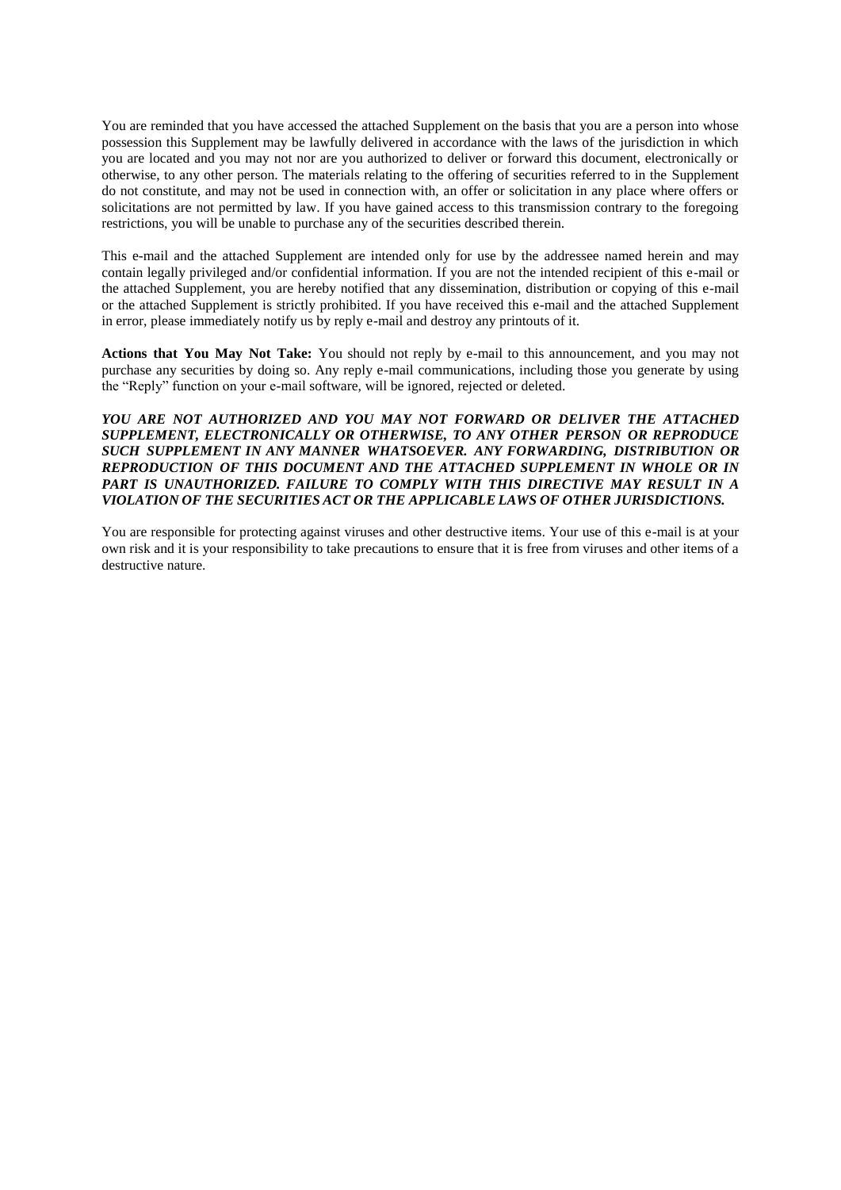You are reminded that you have accessed the attached Supplement on the basis that you are a person into whose possession this Supplement may be lawfully delivered in accordance with the laws of the jurisdiction in which you are located and you may not nor are you authorized to deliver or forward this document, electronically or otherwise, to any other person. The materials relating to the offering of securities referred to in the Supplement do not constitute, and may not be used in connection with, an offer or solicitation in any place where offers or solicitations are not permitted by law. If you have gained access to this transmission contrary to the foregoing restrictions, you will be unable to purchase any of the securities described therein.

This e-mail and the attached Supplement are intended only for use by the addressee named herein and may contain legally privileged and/or confidential information. If you are not the intended recipient of this e-mail or the attached Supplement, you are hereby notified that any dissemination, distribution or copying of this e-mail or the attached Supplement is strictly prohibited. If you have received this e-mail and the attached Supplement in error, please immediately notify us by reply e-mail and destroy any printouts of it.

**Actions that You May Not Take:** You should not reply by e-mail to this announcement, and you may not purchase any securities by doing so. Any reply e-mail communications, including those you generate by using the "Reply" function on your e-mail software, will be ignored, rejected or deleted.

***YOU ARE NOT AUTHORIZED AND YOU MAY NOT FORWARD OR DELIVER THE ATTACHED SUPPLEMENT, ELECTRONICALLY OR OTHERWISE, TO ANY OTHER PERSON OR REPRODUCE SUCH SUPPLEMENT IN ANY MANNER WHATSOEVER. ANY FORWARDING, DISTRIBUTION OR REPRODUCTION OF THIS DOCUMENT AND THE ATTACHED SUPPLEMENT IN WHOLE OR IN PART IS UNAUTHORIZED. FAILURE TO COMPLY WITH THIS DIRECTIVE MAY RESULT IN A VIOLATION OF THE SECURITIES ACT OR THE APPLICABLE LAWS OF OTHER JURISDICTIONS.***

You are responsible for protecting against viruses and other destructive items. Your use of this e-mail is at your own risk and it is your responsibility to take precautions to ensure that it is free from viruses and other items of a destructive nature.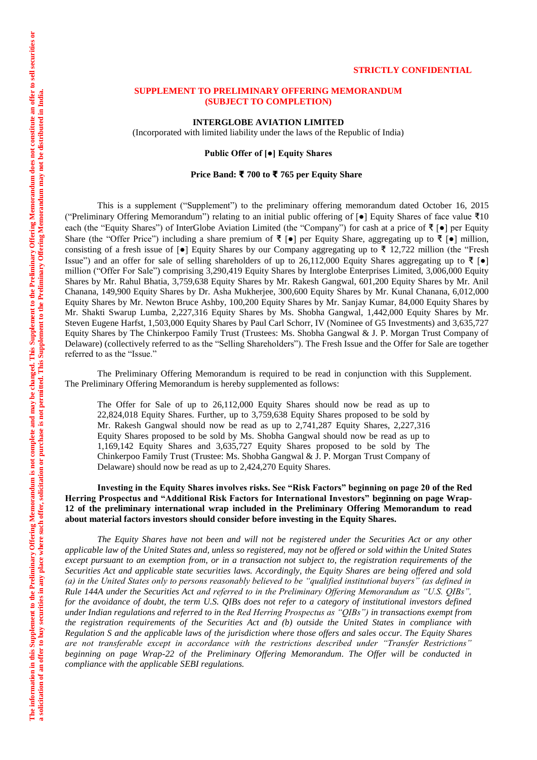The information in this Supplement to the Preliminary Offering Memorandum is not complete and may be changed. This Supplement to the Preliminary Offering Memorandum does not constitute an offer to sell securities or a solicitation of an offer to buy securities in any place where such offer, solicitation or purchase is not permitted. This Supplement to the Preliminary Offering Memorandum may not be distributed in India.

**STRICTLY CONFIDENTIAL**

## SUPPLEMENT TO PRELIMINARY OFFERING MEMORANDUM (SUBJECT TO COMPLETION)

### INTERGLOBE AVIATION LIMITED

(Incorporated with limited liability under the laws of the Republic of India)

**Public Offer of [●] Equity Shares**

**Price Band: ₹ 700 to ₹ 765 per Equity Share**

This is a supplement ("Supplement") to the preliminary offering memorandum dated October 16, 2015 ("Preliminary Offering Memorandum") relating to an initial public offering of [●] Equity Shares of face value ₹10 each (the "Equity Shares") of InterGlobe Aviation Limited (the "Company") for cash at a price of ₹ [●] per Equity Share (the "Offer Price") including a share premium of ₹ [●] per Equity Share, aggregating up to ₹ [●] million, consisting of a fresh issue of [●] Equity Shares by our Company aggregating up to ₹ 12,722 million (the "Fresh Issue") and an offer for sale of selling shareholders of up to 26,112,000 Equity Shares aggregating up to ₹ [●] million ("Offer For Sale") comprising 3,290,419 Equity Shares by Interglobe Enterprises Limited, 3,006,000 Equity Shares by Mr. Rahul Bhatia, 3,759,638 Equity Shares by Mr. Rakesh Gangwal, 601,200 Equity Shares by Mr. Anil Chanana, 149,900 Equity Shares by Dr. Asha Mukherjee, 300,600 Equity Shares by Mr. Kunal Chanana, 6,012,000 Equity Shares by Mr. Newton Bruce Ashby, 100,200 Equity Shares by Mr. Sanjay Kumar, 84,000 Equity Shares by Mr. Shakti Swarup Lumba, 2,227,316 Equity Shares by Ms. Shobha Gangwal, 1,442,000 Equity Shares by Mr. Steven Eugene Harfst, 1,503,000 Equity Shares by Paul Carl Schorr, IV (Nominee of G5 Investments) and 3,635,727 Equity Shares by The Chinkerpoo Family Trust (Trustees: Ms. Shobha Gangwal & J. P. Morgan Trust Company of Delaware) (collectively referred to as the "Selling Shareholders"). The Fresh Issue and the Offer for Sale are together referred to as the "Issue."

The Preliminary Offering Memorandum is required to be read in conjunction with this Supplement. The Preliminary Offering Memorandum is hereby supplemented as follows:

> The Offer for Sale of up to 26,112,000 Equity Shares should now be read as up to 22,824,018 Equity Shares. Further, up to 3,759,638 Equity Shares proposed to be sold by Mr. Rakesh Gangwal should now be read as up to 2,741,287 Equity Shares, 2,227,316 Equity Shares proposed to be sold by Ms. Shobha Gangwal should now be read as up to 1,169,142 Equity Shares and 3,635,727 Equity Shares proposed to be sold by The Chinkerpoo Family Trust (Trustee: Ms. Shobha Gangwal & J. P. Morgan Trust Company of Delaware) should now be read as up to 2,424,270 Equity Shares.

**Investing in the Equity Shares involves risks. See "Risk Factors" beginning on page 20 of the Red Herring Prospectus and "Additional Risk Factors for International Investors" beginning on page Wrap-12 of the preliminary international wrap included in the Preliminary Offering Memorandum to read about material factors investors should consider before investing in the Equity Shares.**

*The Equity Shares have not been and will not be registered under the Securities Act or any other applicable law of the United States and, unless so registered, may not be offered or sold within the United States except pursuant to an exemption from, or in a transaction not subject to, the registration requirements of the Securities Act and applicable state securities laws. Accordingly, the Equity Shares are being offered and sold (a) in the United States only to persons reasonably believed to be "qualified institutional buyers" (as defined in Rule 144A under the Securities Act and referred to in the Preliminary Offering Memorandum as "U.S. QIBs", for the avoidance of doubt, the term U.S. QIBs does not refer to a category of institutional investors defined under Indian regulations and referred to in the Red Herring Prospectus as "QIBs") in transactions exempt from the registration requirements of the Securities Act and (b) outside the United States in compliance with Regulation S and the applicable laws of the jurisdiction where those offers and sales occur. The Equity Shares are not transferable except in accordance with the restrictions described under "Transfer Restrictions" beginning on page Wrap-22 of the Preliminary Offering Memorandum. The Offer will be conducted in compliance with the applicable SEBI regulations.*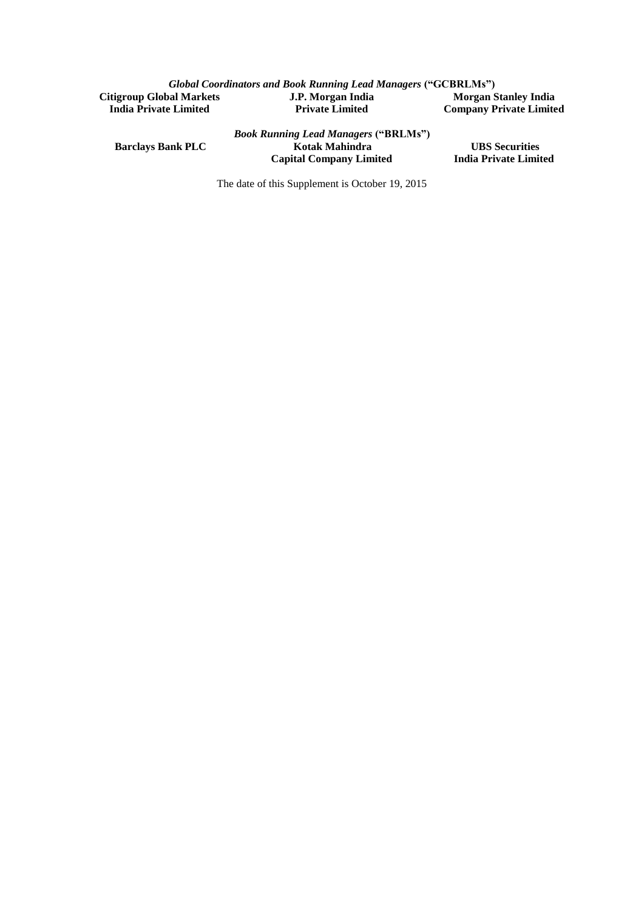*Global Coordinators and Book Running Lead Managers* **("GCBRLMs")**

| | | |
|---|---|---|
| **Citigroup Global Markets India Private Limited** | **J.P. Morgan India Private Limited** | **Morgan Stanley India Company Private Limited** |

*Book Running Lead Managers* **("BRLMs")**

| | | |
|---|---|---|
| **Barclays Bank PLC** | **Kotak Mahindra Capital Company Limited** | **UBS Securities India Private Limited** |

The date of this Supplement is October 19, 2015